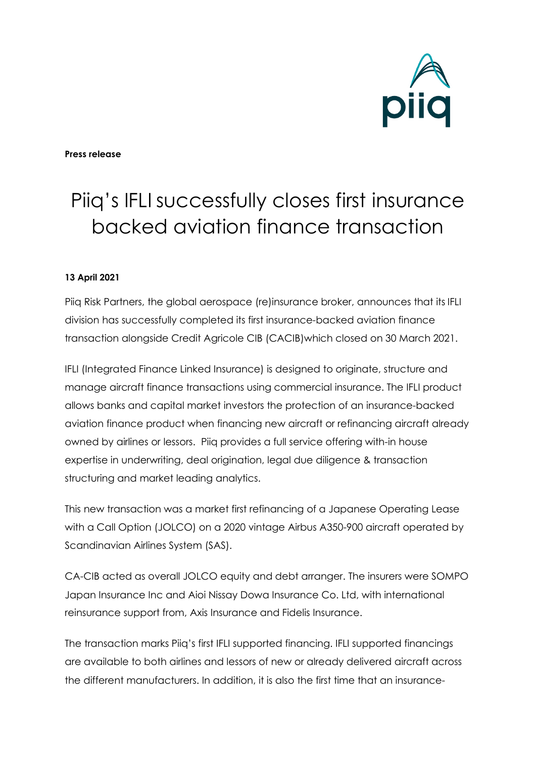**Press release**

# Piiq's IFLI successfully closes first insurance backed aviation finance transaction

**13 April 2021**

Piiq Risk Partners, the global aerospace (re)insurance broker, announces that its IFLI division has successfully completed its first insurance-backed aviation finance transaction alongside Credit Agricole CIB (CACIB)which closed on 30 March 2021.

IFLI (Integrated Finance Linked Insurance) is designed to originate, structure and manage aircraft finance transactions using commercial insurance. The IFLI product allows banks and capital market investors the protection of an insurance-backed aviation finance product when financing new aircraft or refinancing aircraft already owned by airlines or lessors. Piiq provides a full service offering with-in house expertise in underwriting, deal origination, legal due diligence & transaction structuring and market leading analytics.

This new transaction was a market first refinancing of a Japanese Operating Lease with a Call Option (JOLCO) on a 2020 vintage Airbus A350-900 aircraft operated by Scandinavian Airlines System (SAS).

CA-CIB acted as overall JOLCO equity and debt arranger. The insurers were SOMPO Japan Insurance Inc and Aioi Nissay Dowa Insurance Co. Ltd, with international reinsurance support from, Axis Insurance and Fidelis Insurance.

The transaction marks Piiq's first IFLI supported financing. IFLI supported financings are available to both airlines and lessors of new or already delivered aircraft across the different manufacturers. In addition, it is also the first time that an insurance-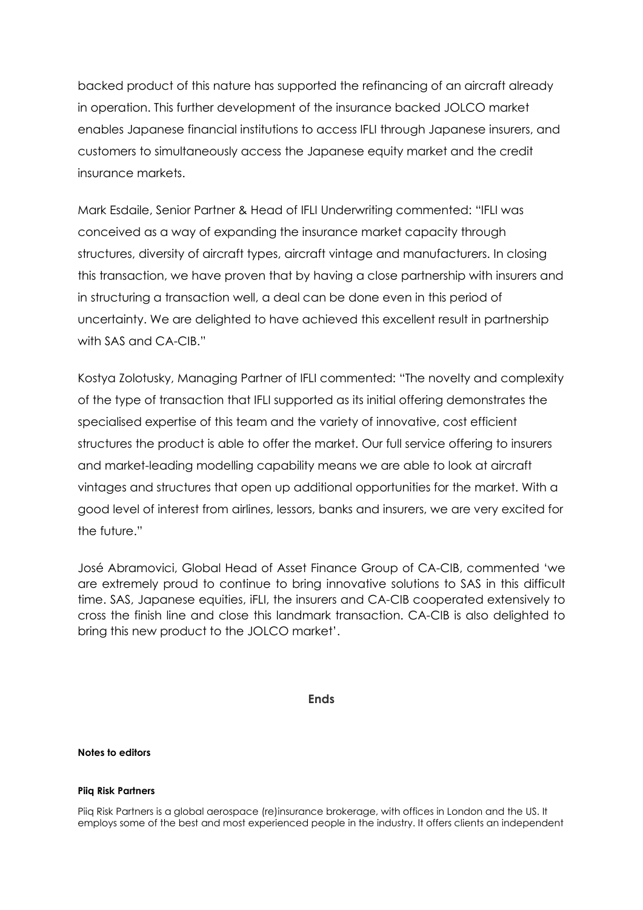backed product of this nature has supported the refinancing of an aircraft already in operation. This further development of the insurance backed JOLCO market enables Japanese financial institutions to access IFLI through Japanese insurers, and customers to simultaneously access the Japanese equity market and the credit insurance markets.

Mark Esdaile, Senior Partner & Head of IFLI Underwriting commented: "IFLI was conceived as a way of expanding the insurance market capacity through structures, diversity of aircraft types, aircraft vintage and manufacturers. In closing this transaction, we have proven that by having a close partnership with insurers and in structuring a transaction well, a deal can be done even in this period of uncertainty. We are delighted to have achieved this excellent result in partnership with SAS and CA-CIB."

Kostya Zolotusky, Managing Partner of IFLI commented: "The novelty and complexity of the type of transaction that IFLI supported as its initial offering demonstrates the specialised expertise of this team and the variety of innovative, cost efficient structures the product is able to offer the market. Our full service offering to insurers and market-leading modelling capability means we are able to look at aircraft vintages and structures that open up additional opportunities for the market. With a good level of interest from airlines, lessors, banks and insurers, we are very excited for the future."

José Abramovici, Global Head of Asset Finance Group of CA-CIB, commented 'we are extremely proud to continue to bring innovative solutions to SAS in this difficult time. SAS, Japanese equities, iFLI, the insurers and CA-CIB cooperated extensively to cross the finish line and close this landmark transaction. CA-CIB is also delighted to bring this new product to the JOLCO market'.

**Ends**

**Notes to editors**

**Piiq Risk Partners**

Piiq Risk Partners is a global aerospace (re)insurance brokerage, with offices in London and the US. It employs some of the best and most experienced people in the industry. It offers clients an independent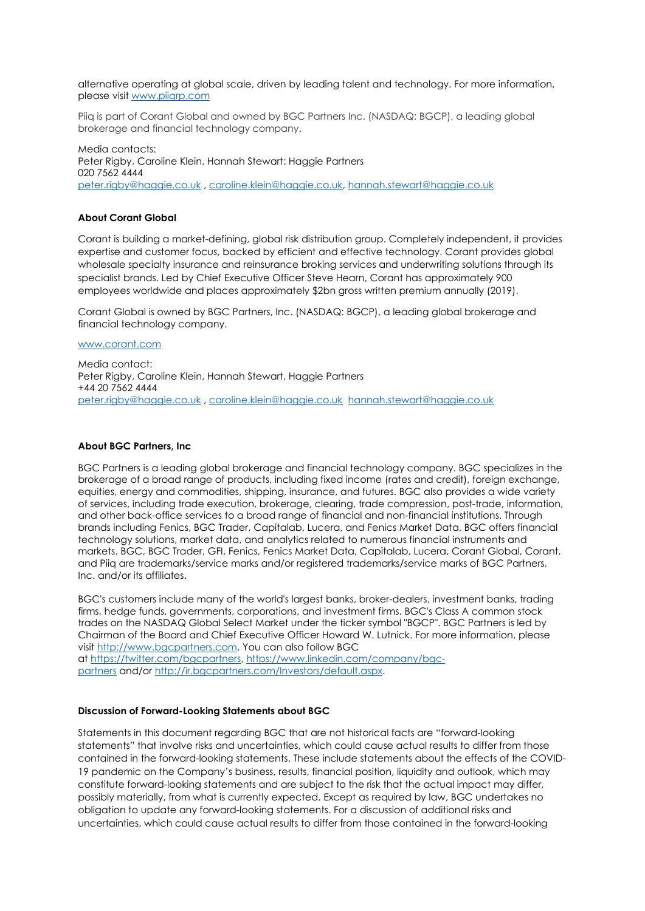alternative operating at global scale, driven by leading talent and technology. For more information, please visit [www.piiqrp.com](http://www.piiqrp.com)

Piiq is part of Corant Global and owned by BGC Partners Inc. (NASDAQ: BGCP), a leading global brokerage and financial technology company.

Media contacts:
Peter Rigby, Caroline Klein, Hannah Stewart: Haggie Partners
020 7562 4444
peter.rigby@haggie.co.uk , caroline.klein@haggie.co.uk, hannah.stewart@haggie.co.uk

**About Corant Global**

Corant is building a market-defining, global risk distribution group. Completely independent, it provides expertise and customer focus, backed by efficient and effective technology. Corant provides global wholesale specialty insurance and reinsurance broking services and underwriting solutions through its specialist brands. Led by Chief Executive Officer Steve Hearn, Corant has approximately 900 employees worldwide and places approximately $2bn gross written premium annually (2019).

Corant Global is owned by BGC Partners, Inc. (NASDAQ: BGCP), a leading global brokerage and financial technology company.

[www.corant.com](http://www.corant.com)

Media contact:
Peter Rigby, Caroline Klein, Hannah Stewart, Haggie Partners
+44 20 7562 4444
peter.rigby@haggie.co.uk , caroline.klein@haggie.co.uk hannah.stewart@haggie.co.uk

**About BGC Partners, Inc**

BGC Partners is a leading global brokerage and financial technology company. BGC specializes in the brokerage of a broad range of products, including fixed income (rates and credit), foreign exchange, equities, energy and commodities, shipping, insurance, and futures. BGC also provides a wide variety of services, including trade execution, brokerage, clearing, trade compression, post-trade, information, and other back-office services to a broad range of financial and non-financial institutions. Through brands including Fenics, BGC Trader, Capitalab, Lucera, and Fenics Market Data, BGC offers financial technology solutions, market data, and analytics related to numerous financial instruments and markets. BGC, BGC Trader, GFI, Fenics, Fenics Market Data, Capitalab, Lucera, Corant Global, Corant, and Piiq are trademarks/service marks and/or registered trademarks/service marks of BGC Partners, Inc. and/or its affiliates.

BGC's customers include many of the world's largest banks, broker-dealers, investment banks, trading firms, hedge funds, governments, corporations, and investment firms. BGC's Class A common stock trades on the NASDAQ Global Select Market under the ticker symbol "BGCP". BGC Partners is led by Chairman of the Board and Chief Executive Officer Howard W. Lutnick. For more information, please visit [http://www.bgcpartners.com](http://www.bgcpartners.com). You can also follow BGC at [https://twitter.com/bgcpartners](https://twitter.com/bgcpartners), [https://www.linkedin.com/company/bgc-partners](https://www.linkedin.com/company/bgc-partners) and/or [http://ir.bgcpartners.com/Investors/default.aspx](http://ir.bgcpartners.com/Investors/default.aspx).

**Discussion of Forward-Looking Statements about BGC**

Statements in this document regarding BGC that are not historical facts are "forward-looking statements" that involve risks and uncertainties, which could cause actual results to differ from those contained in the forward-looking statements. These include statements about the effects of the COVID-19 pandemic on the Company's business, results, financial position, liquidity and outlook, which may constitute forward-looking statements and are subject to the risk that the actual impact may differ, possibly materially, from what is currently expected. Except as required by law, BGC undertakes no obligation to update any forward-looking statements. For a discussion of additional risks and uncertainties, which could cause actual results to differ from those contained in the forward-looking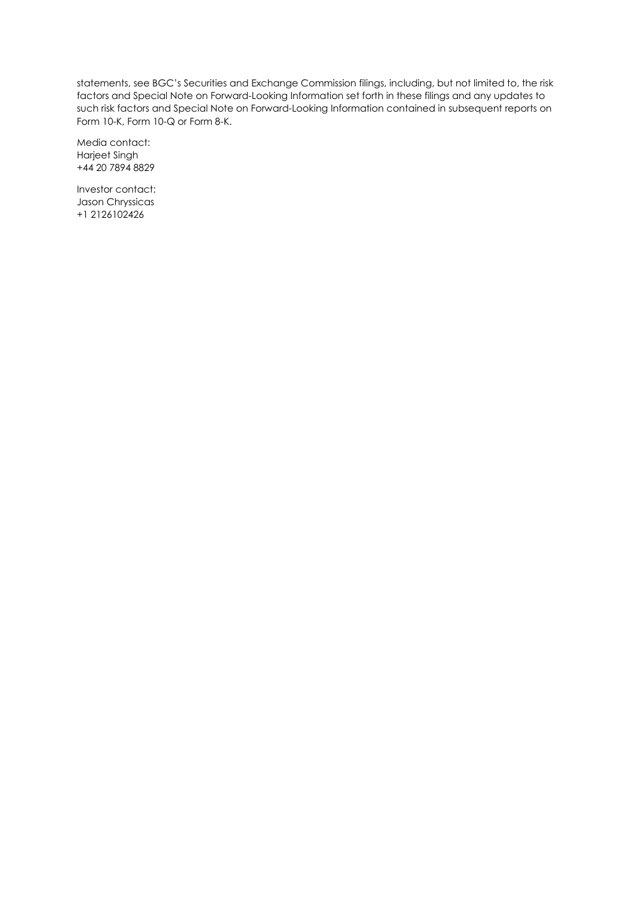statements, see BGC's Securities and Exchange Commission filings, including, but not limited to, the risk factors and Special Note on Forward-Looking Information set forth in these filings and any updates to such risk factors and Special Note on Forward-Looking Information contained in subsequent reports on Form 10-K, Form 10-Q or Form 8-K.

Media contact:
Harjeet Singh
+44 20 7894 8829

Investor contact:
Jason Chryssicas
+1 2126102426